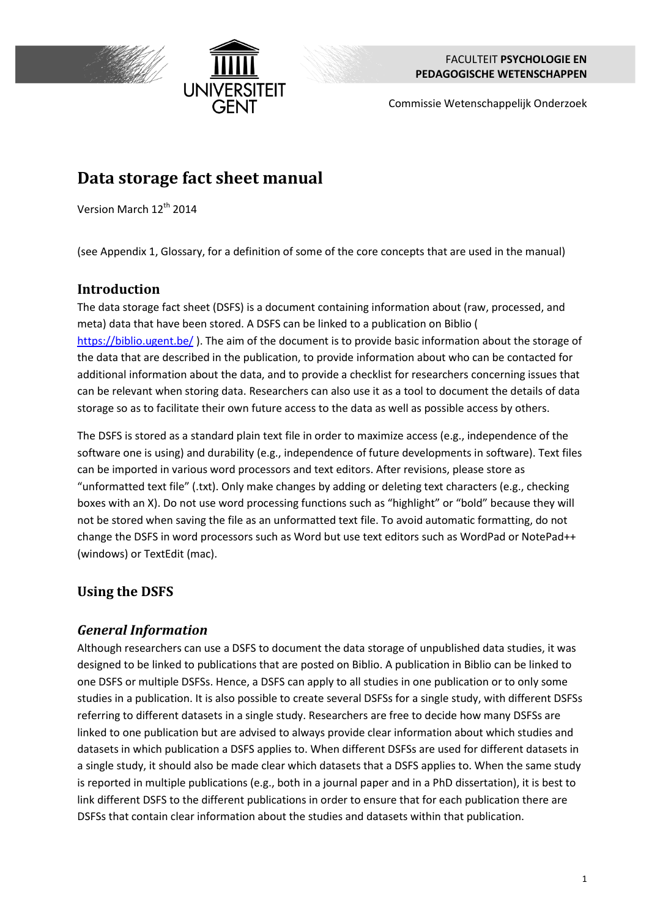FACULTEIT **PSYCHOLOGIE EN PEDAGOGISCHE WETENSCHAPPEN**

Commissie Wetenschappelijk Onderzoek

# Data storage fact sheet manual

Version March 12th 2014

(see Appendix 1, Glossary, for a definition of some of the core concepts that are used in the manual)

## Introduction

The data storage fact sheet (DSFS) is a document containing information about (raw, processed, and meta) data that have been stored. A DSFS can be linked to a publication on Biblio ( https://biblio.ugent.be/ ). The aim of the document is to provide basic information about the storage of the data that are described in the publication, to provide information about who can be contacted for additional information about the data, and to provide a checklist for researchers concerning issues that can be relevant when storing data. Researchers can also use it as a tool to document the details of data storage so as to facilitate their own future access to the data as well as possible access by others.

The DSFS is stored as a standard plain text file in order to maximize access (e.g., independence of the software one is using) and durability (e.g., independence of future developments in software). Text files can be imported in various word processors and text editors. After revisions, please store as "unformatted text file" (.txt). Only make changes by adding or deleting text characters (e.g., checking boxes with an X). Do not use word processing functions such as "highlight" or "bold" because they will not be stored when saving the file as an unformatted text file. To avoid automatic formatting, do not change the DSFS in word processors such as Word but use text editors such as WordPad or NotePad++ (windows) or TextEdit (mac).

## Using the DSFS

### *General Information*

Although researchers can use a DSFS to document the data storage of unpublished data studies, it was designed to be linked to publications that are posted on Biblio. A publication in Biblio can be linked to one DSFS or multiple DSFSs. Hence, a DSFS can apply to all studies in one publication or to only some studies in a publication. It is also possible to create several DSFSs for a single study, with different DSFSs referring to different datasets in a single study. Researchers are free to decide how many DSFSs are linked to one publication but are advised to always provide clear information about which studies and datasets in which publication a DSFS applies to. When different DSFSs are used for different datasets in a single study, it should also be made clear which datasets that a DSFS applies to. When the same study is reported in multiple publications (e.g., both in a journal paper and in a PhD dissertation), it is best to link different DSFS to the different publications in order to ensure that for each publication there are DSFSs that contain clear information about the studies and datasets within that publication.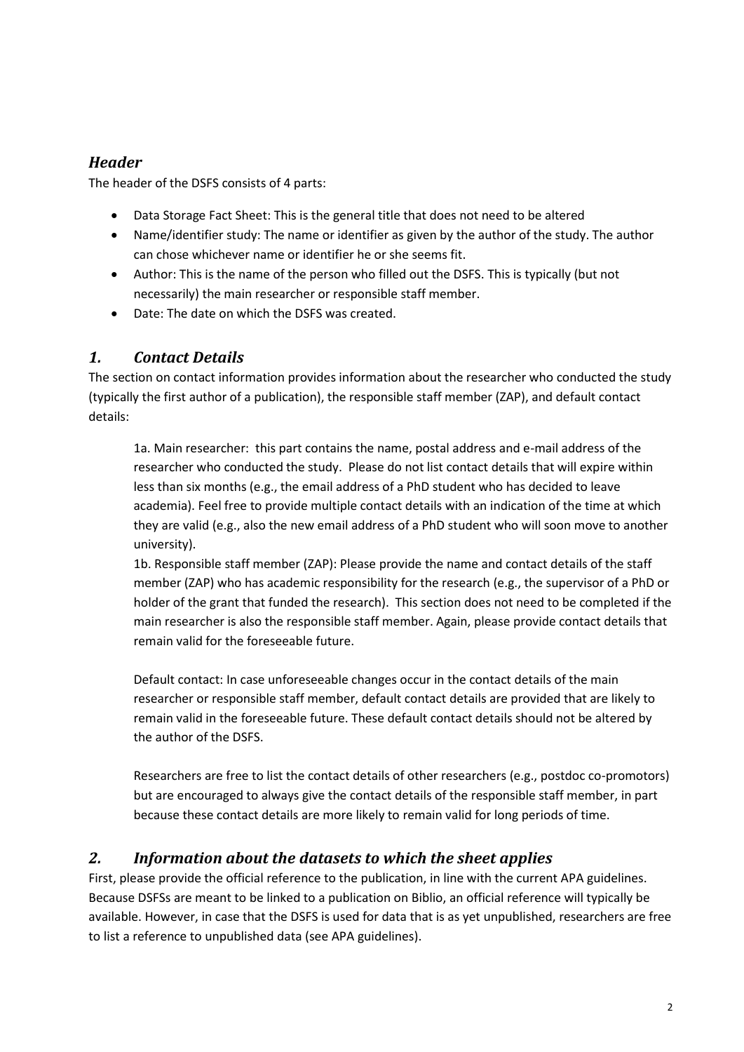## *Header*

The header of the DSFS consists of 4 parts:

- Data Storage Fact Sheet: This is the general title that does not need to be altered
- Name/identifier study: The name or identifier as given by the author of the study. The author can chose whichever name or identifier he or she seems fit.
- Author: This is the name of the person who filled out the DSFS. This is typically (but not necessarily) the main researcher or responsible staff member.
- Date: The date on which the DSFS was created.

## *1. Contact Details*

The section on contact information provides information about the researcher who conducted the study (typically the first author of a publication), the responsible staff member (ZAP), and default contact details:

1a. Main researcher: this part contains the name, postal address and e-mail address of the researcher who conducted the study. Please do not list contact details that will expire within less than six months (e.g., the email address of a PhD student who has decided to leave academia). Feel free to provide multiple contact details with an indication of the time at which they are valid (e.g., also the new email address of a PhD student who will soon move to another university).

1b. Responsible staff member (ZAP): Please provide the name and contact details of the staff member (ZAP) who has academic responsibility for the research (e.g., the supervisor of a PhD or holder of the grant that funded the research). This section does not need to be completed if the main researcher is also the responsible staff member. Again, please provide contact details that remain valid for the foreseeable future.

Default contact: In case unforeseeable changes occur in the contact details of the main researcher or responsible staff member, default contact details are provided that are likely to remain valid in the foreseeable future. These default contact details should not be altered by the author of the DSFS.

Researchers are free to list the contact details of other researchers (e.g., postdoc co-promotors) but are encouraged to always give the contact details of the responsible staff member, in part because these contact details are more likely to remain valid for long periods of time.

## *2. Information about the datasets to which the sheet applies*

First, please provide the official reference to the publication, in line with the current APA guidelines. Because DSFSs are meant to be linked to a publication on Biblio, an official reference will typically be available. However, in case that the DSFS is used for data that is as yet unpublished, researchers are free to list a reference to unpublished data (see APA guidelines).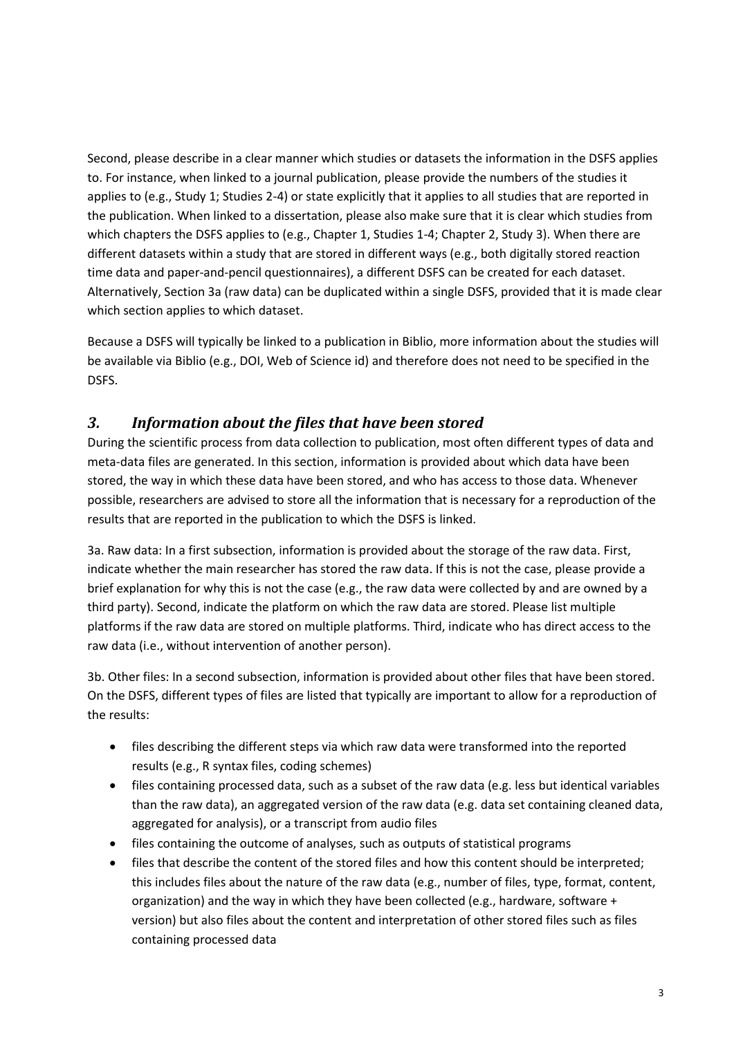Second, please describe in a clear manner which studies or datasets the information in the DSFS applies to. For instance, when linked to a journal publication, please provide the numbers of the studies it applies to (e.g., Study 1; Studies 2-4) or state explicitly that it applies to all studies that are reported in the publication. When linked to a dissertation, please also make sure that it is clear which studies from which chapters the DSFS applies to (e.g., Chapter 1, Studies 1-4; Chapter 2, Study 3). When there are different datasets within a study that are stored in different ways (e.g., both digitally stored reaction time data and paper-and-pencil questionnaires), a different DSFS can be created for each dataset. Alternatively, Section 3a (raw data) can be duplicated within a single DSFS, provided that it is made clear which section applies to which dataset.

Because a DSFS will typically be linked to a publication in Biblio, more information about the studies will be available via Biblio (e.g., DOI, Web of Science id) and therefore does not need to be specified in the DSFS.

## *3. Information about the files that have been stored*

During the scientific process from data collection to publication, most often different types of data and meta-data files are generated. In this section, information is provided about which data have been stored, the way in which these data have been stored, and who has access to those data. Whenever possible, researchers are advised to store all the information that is necessary for a reproduction of the results that are reported in the publication to which the DSFS is linked.

3a. Raw data: In a first subsection, information is provided about the storage of the raw data. First, indicate whether the main researcher has stored the raw data. If this is not the case, please provide a brief explanation for why this is not the case (e.g., the raw data were collected by and are owned by a third party). Second, indicate the platform on which the raw data are stored. Please list multiple platforms if the raw data are stored on multiple platforms. Third, indicate who has direct access to the raw data (i.e., without intervention of another person).

3b. Other files: In a second subsection, information is provided about other files that have been stored. On the DSFS, different types of files are listed that typically are important to allow for a reproduction of the results:

- files describing the different steps via which raw data were transformed into the reported results (e.g., R syntax files, coding schemes)
- files containing processed data, such as a subset of the raw data (e.g. less but identical variables than the raw data), an aggregated version of the raw data (e.g. data set containing cleaned data, aggregated for analysis), or a transcript from audio files
- files containing the outcome of analyses, such as outputs of statistical programs
- files that describe the content of the stored files and how this content should be interpreted; this includes files about the nature of the raw data (e.g., number of files, type, format, content, organization) and the way in which they have been collected (e.g., hardware, software + version) but also files about the content and interpretation of other stored files such as files containing processed data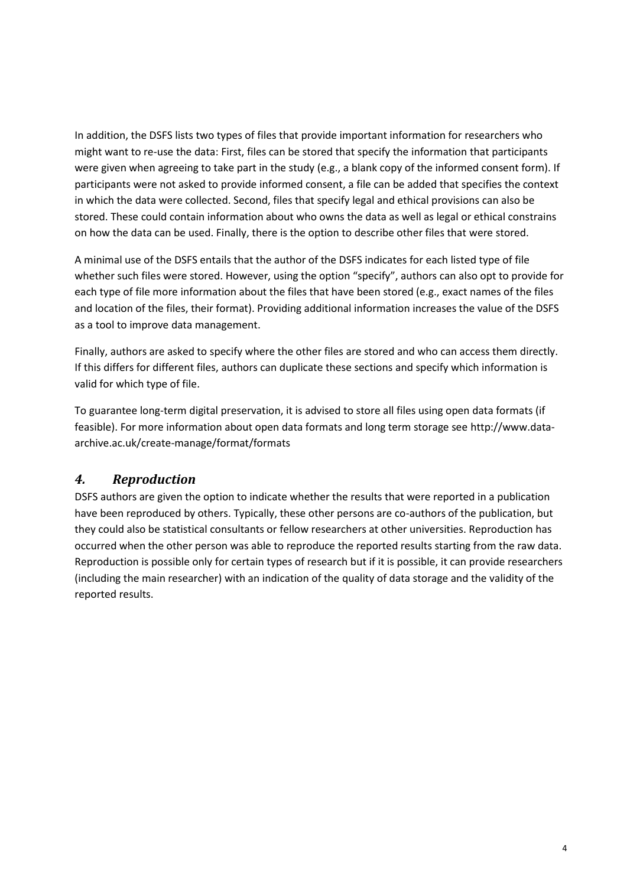In addition, the DSFS lists two types of files that provide important information for researchers who might want to re-use the data: First, files can be stored that specify the information that participants were given when agreeing to take part in the study (e.g., a blank copy of the informed consent form). If participants were not asked to provide informed consent, a file can be added that specifies the context in which the data were collected. Second, files that specify legal and ethical provisions can also be stored. These could contain information about who owns the data as well as legal or ethical constrains on how the data can be used. Finally, there is the option to describe other files that were stored.

A minimal use of the DSFS entails that the author of the DSFS indicates for each listed type of file whether such files were stored. However, using the option "specify", authors can also opt to provide for each type of file more information about the files that have been stored (e.g., exact names of the files and location of the files, their format). Providing additional information increases the value of the DSFS as a tool to improve data management.

Finally, authors are asked to specify where the other files are stored and who can access them directly. If this differs for different files, authors can duplicate these sections and specify which information is valid for which type of file.

To guarantee long-term digital preservation, it is advised to store all files using open data formats (if feasible). For more information about open data formats and long term storage see http://www.data-archive.ac.uk/create-manage/format/formats

## *4. Reproduction*

DSFS authors are given the option to indicate whether the results that were reported in a publication have been reproduced by others. Typically, these other persons are co-authors of the publication, but they could also be statistical consultants or fellow researchers at other universities. Reproduction has occurred when the other person was able to reproduce the reported results starting from the raw data. Reproduction is possible only for certain types of research but if it is possible, it can provide researchers (including the main researcher) with an indication of the quality of data storage and the validity of the reported results.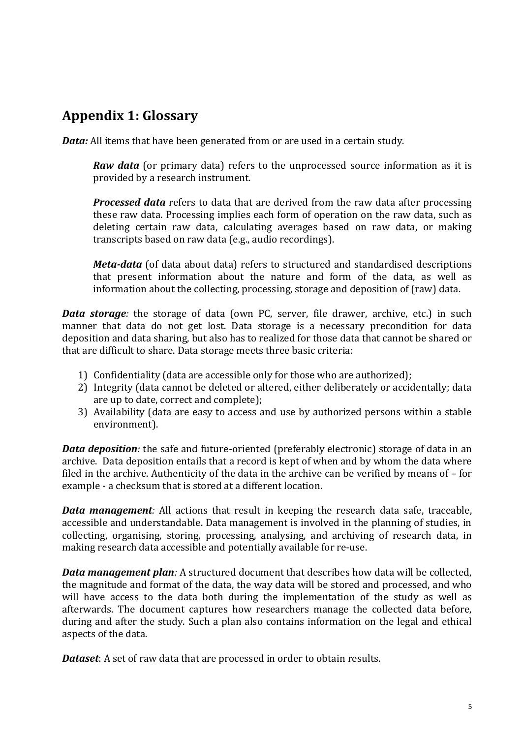## Appendix 1: Glossary

***Data:*** All items that have been generated from or are used in a certain study.

> ***Raw data*** (or primary data) refers to the unprocessed source information as it is provided by a research instrument.
>
> ***Processed data*** refers to data that are derived from the raw data after processing these raw data. Processing implies each form of operation on the raw data, such as deleting certain raw data, calculating averages based on raw data, or making transcripts based on raw data (e.g., audio recordings).
>
> ***Meta-data*** (of data about data) refers to structured and standardised descriptions that present information about the nature and form of the data, as well as information about the collecting, processing, storage and deposition of (raw) data.

***Data storage****:* the storage of data (own PC, server, file drawer, archive, etc.) in such manner that data do not get lost. Data storage is a necessary precondition for data deposition and data sharing, but also has to realized for those data that cannot be shared or that are difficult to share. Data storage meets three basic criteria:

1) Confidentiality (data are accessible only for those who are authorized);
2) Integrity (data cannot be deleted or altered, either deliberately or accidentally; data are up to date, correct and complete);
3) Availability (data are easy to access and use by authorized persons within a stable environment).

***Data deposition****:* the safe and future-oriented (preferably electronic) storage of data in an archive. Data deposition entails that a record is kept of when and by whom the data where filed in the archive. Authenticity of the data in the archive can be verified by means of – for example - a checksum that is stored at a different location.

***Data management****:* All actions that result in keeping the research data safe, traceable, accessible and understandable. Data management is involved in the planning of studies, in collecting, organising, storing, processing, analysing, and archiving of research data, in making research data accessible and potentially available for re-use.

***Data management plan****:* A structured document that describes how data will be collected, the magnitude and format of the data, the way data will be stored and processed, and who will have access to the data both during the implementation of the study as well as afterwards. The document captures how researchers manage the collected data before, during and after the study. Such a plan also contains information on the legal and ethical aspects of the data.

***Dataset***: A set of raw data that are processed in order to obtain results.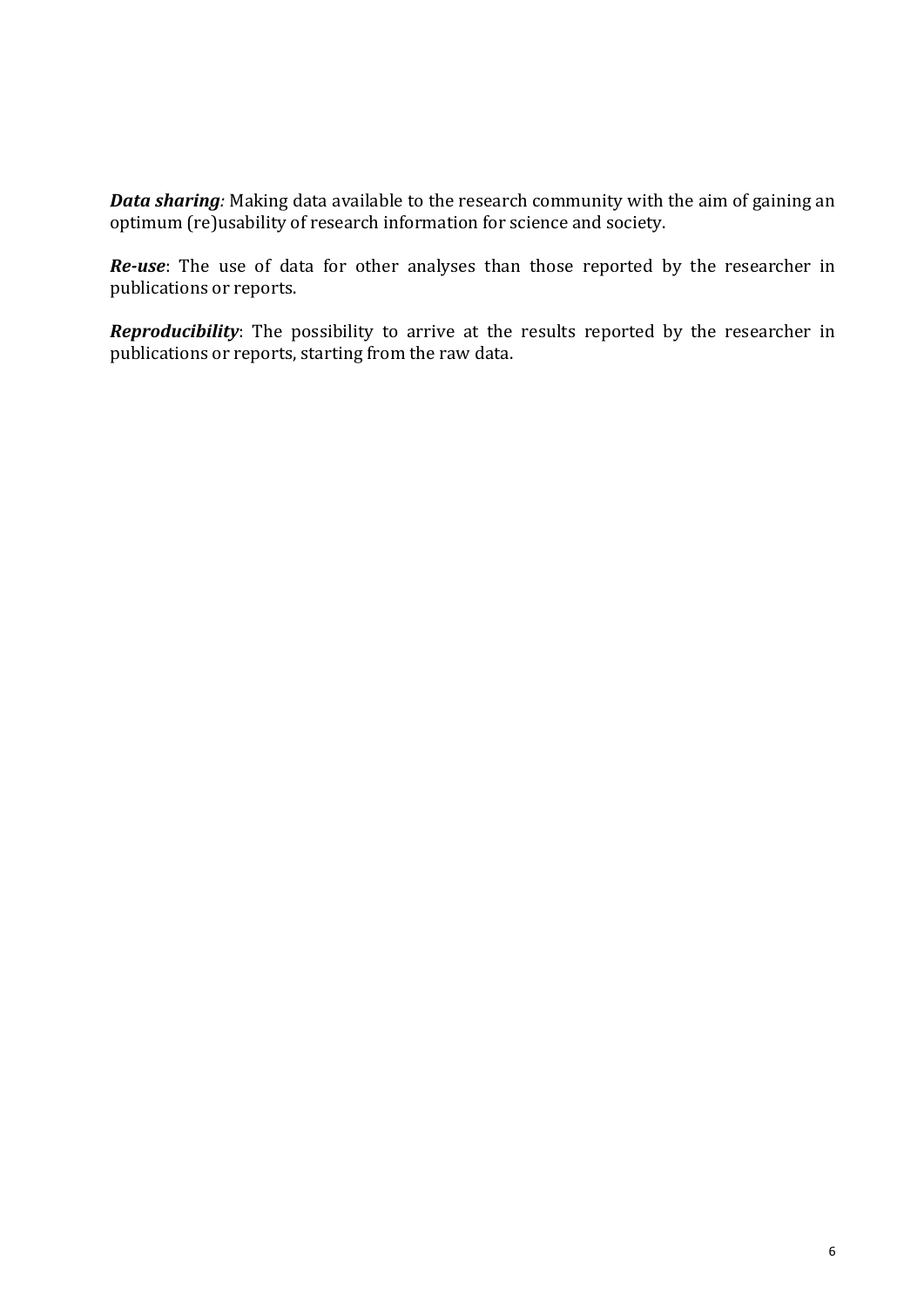***Data sharing**:* Making data available to the research community with the aim of gaining an optimum (re)usability of research information for science and society.

***Re-use***: The use of data for other analyses than those reported by the researcher in publications or reports.

***Reproducibility***: The possibility to arrive at the results reported by the researcher in publications or reports, starting from the raw data.